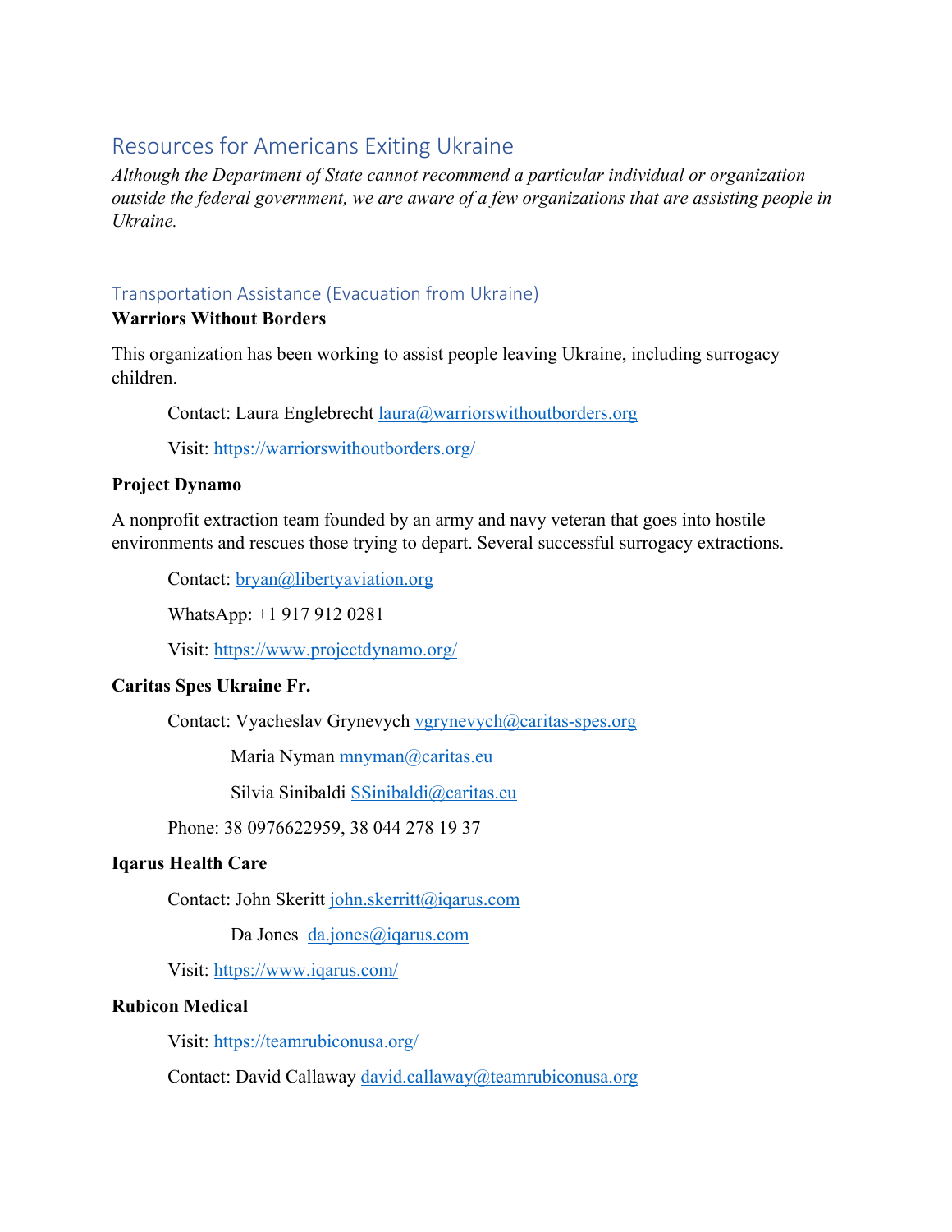# Resources for Americans Exiting Ukraine

*Although the Department of State cannot recommend a particular individual or organization outside the federal government, we are aware of a few organizations that are assisting people in Ukraine.*

## Transportation Assistance (Evacuation from Ukraine)

**Warriors Without Borders**

This organization has been working to assist people leaving Ukraine, including surrogacy children.

Contact: Laura Englebrecht laura@warriorswithoutborders.org

Visit: https://warriorswithoutborders.org/

**Project Dynamo**

A nonprofit extraction team founded by an army and navy veteran that goes into hostile environments and rescues those trying to depart. Several successful surrogacy extractions.

Contact: bryan@libertyaviation.org

WhatsApp: +1 917 912 0281

Visit: https://www.projectdynamo.org/

**Caritas Spes Ukraine Fr.**

Contact: Vyacheslav Grynevych vgrynevych@caritas-spes.org

Maria Nyman mnyman@caritas.eu

Silvia Sinibaldi SSinibaldi@caritas.eu

Phone: 38 0976622959, 38 044 278 19 37

**Iqarus Health Care**

Contact: John Skeritt john.skerritt@iqarus.com

Da Jones da.jones@iqarus.com

Visit: https://www.iqarus.com/

**Rubicon Medical**

Visit: https://teamrubiconusa.org/

Contact: David Callaway david.callaway@teamrubiconusa.org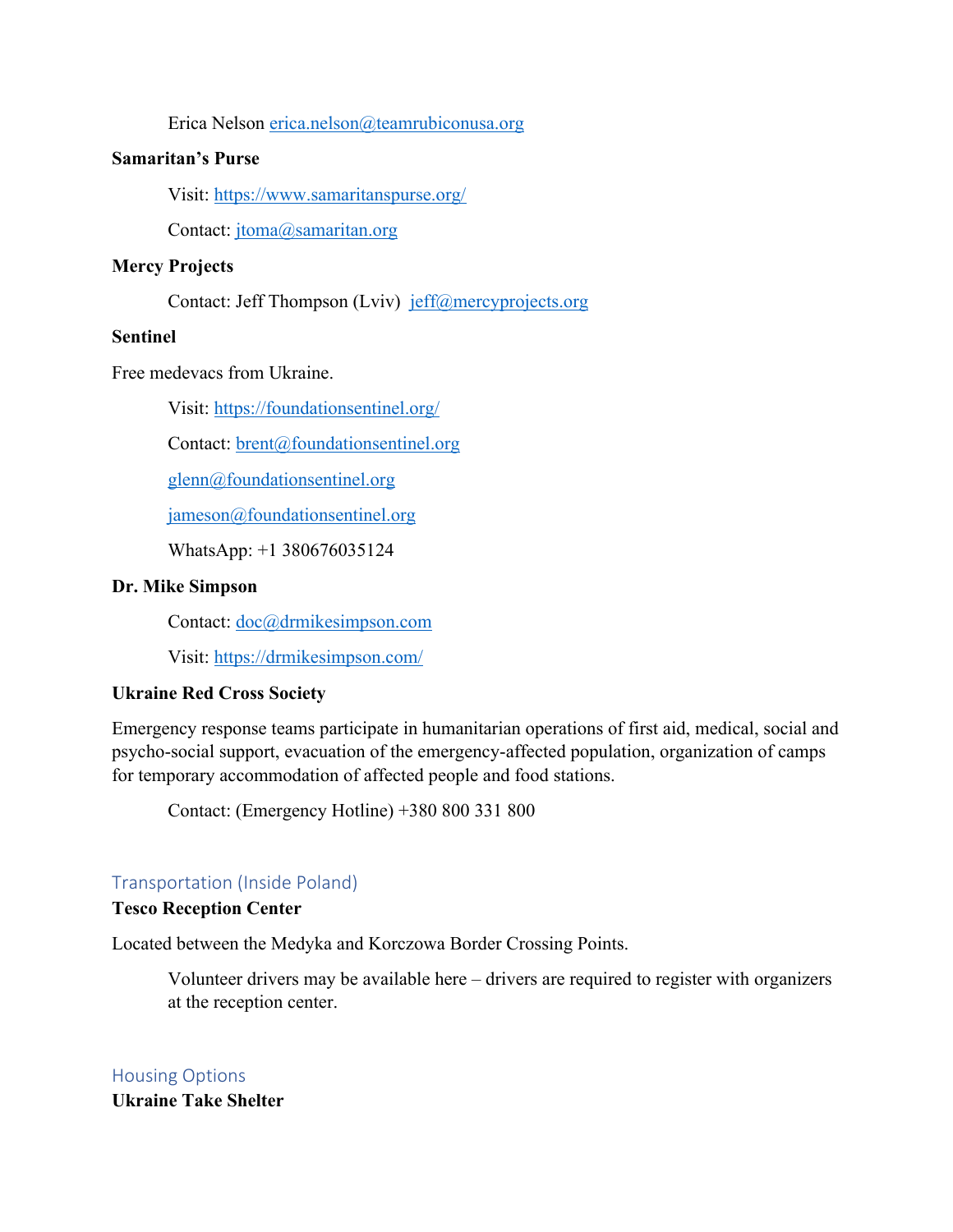Erica Nelson erica.nelson@teamrubiconusa.org

**Samaritan's Purse**

Visit: https://www.samaritanspurse.org/

Contact: jtoma@samaritan.org

**Mercy Projects**

Contact: Jeff Thompson (Lviv) jeff@mercyprojects.org

**Sentinel**

Free medevacs from Ukraine.

Visit: https://foundationsentinel.org/

Contact: brent@foundationsentinel.org

glenn@foundationsentinel.org

jameson@foundationsentinel.org

WhatsApp: +1 380676035124

**Dr. Mike Simpson**

Contact: doc@drmikesimpson.com

Visit: https://drmikesimpson.com/

**Ukraine Red Cross Society**

Emergency response teams participate in humanitarian operations of first aid, medical, social and psycho-social support, evacuation of the emergency-affected population, organization of camps for temporary accommodation of affected people and food stations.

Contact: (Emergency Hotline) +380 800 331 800

## Transportation (Inside Poland)

**Tesco Reception Center**

Located between the Medyka and Korczowa Border Crossing Points.

Volunteer drivers may be available here – drivers are required to register with organizers at the reception center.

## Housing Options

**Ukraine Take Shelter**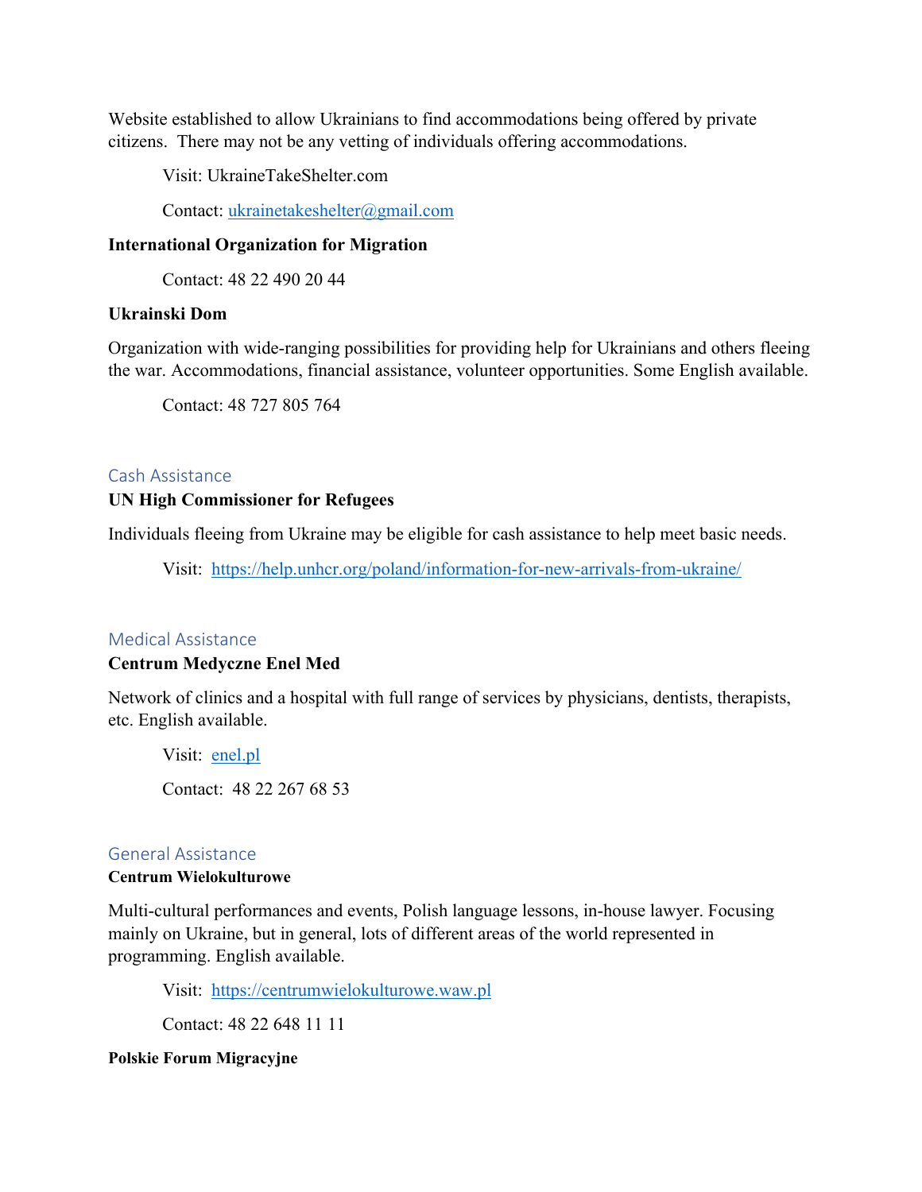Website established to allow Ukrainians to find accommodations being offered by private citizens. There may not be any vetting of individuals offering accommodations.

Visit: UkraineTakeShelter.com

Contact: ukrainetakeshelter@gmail.com

**International Organization for Migration**

Contact: 48 22 490 20 44

**Ukrainski Dom**

Organization with wide-ranging possibilities for providing help for Ukrainians and others fleeing the war. Accommodations, financial assistance, volunteer opportunities. Some English available.

Contact: 48 727 805 764

## Cash Assistance

**UN High Commissioner for Refugees**

Individuals fleeing from Ukraine may be eligible for cash assistance to help meet basic needs.

Visit: https://help.unhcr.org/poland/information-for-new-arrivals-from-ukraine/

## Medical Assistance

**Centrum Medyczne Enel Med**

Network of clinics and a hospital with full range of services by physicians, dentists, therapists, etc. English available.

Visit: enel.pl

Contact: 48 22 267 68 53

## General Assistance

**Centrum Wielokulturowe**

Multi-cultural performances and events, Polish language lessons, in-house lawyer. Focusing mainly on Ukraine, but in general, lots of different areas of the world represented in programming. English available.

Visit: https://centrumwielokulturowe.waw.pl

Contact: 48 22 648 11 11

**Polskie Forum Migracyjne**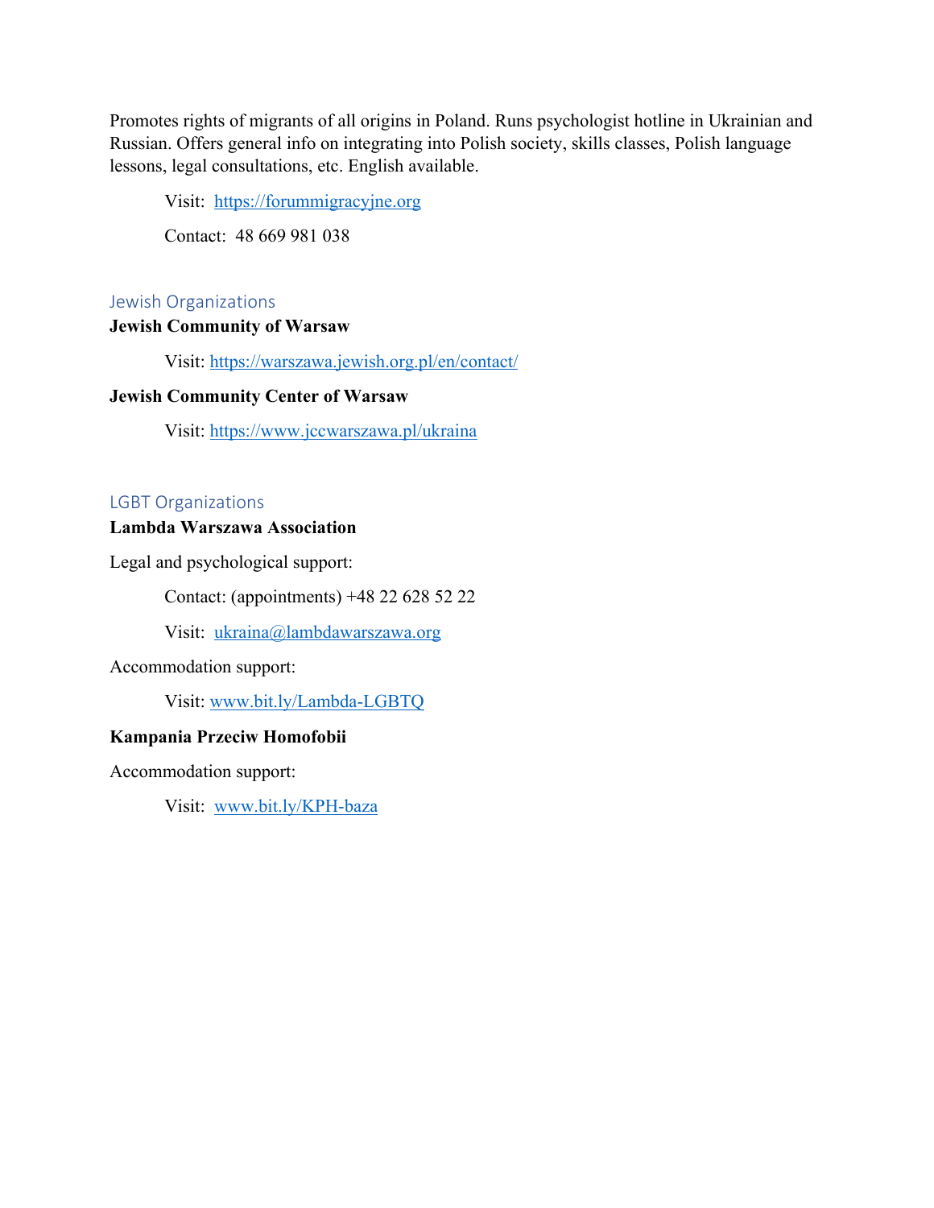Promotes rights of migrants of all origins in Poland. Runs psychologist hotline in Ukrainian and Russian. Offers general info on integrating into Polish society, skills classes, Polish language lessons, legal consultations, etc. English available.

Visit: https://forummigracyjne.org

Contact: 48 669 981 038

## Jewish Organizations

**Jewish Community of Warsaw**

Visit: https://warszawa.jewish.org.pl/en/contact/

**Jewish Community Center of Warsaw**

Visit: https://www.jccwarszawa.pl/ukraina

## LGBT Organizations

**Lambda Warszawa Association**

Legal and psychological support:

Contact: (appointments) +48 22 628 52 22

Visit: ukraina@lambdawarszawa.org

Accommodation support:

Visit: www.bit.ly/Lambda-LGBTQ

**Kampania Przeciw Homofobii**

Accommodation support:

Visit: www.bit.ly/KPH-baza